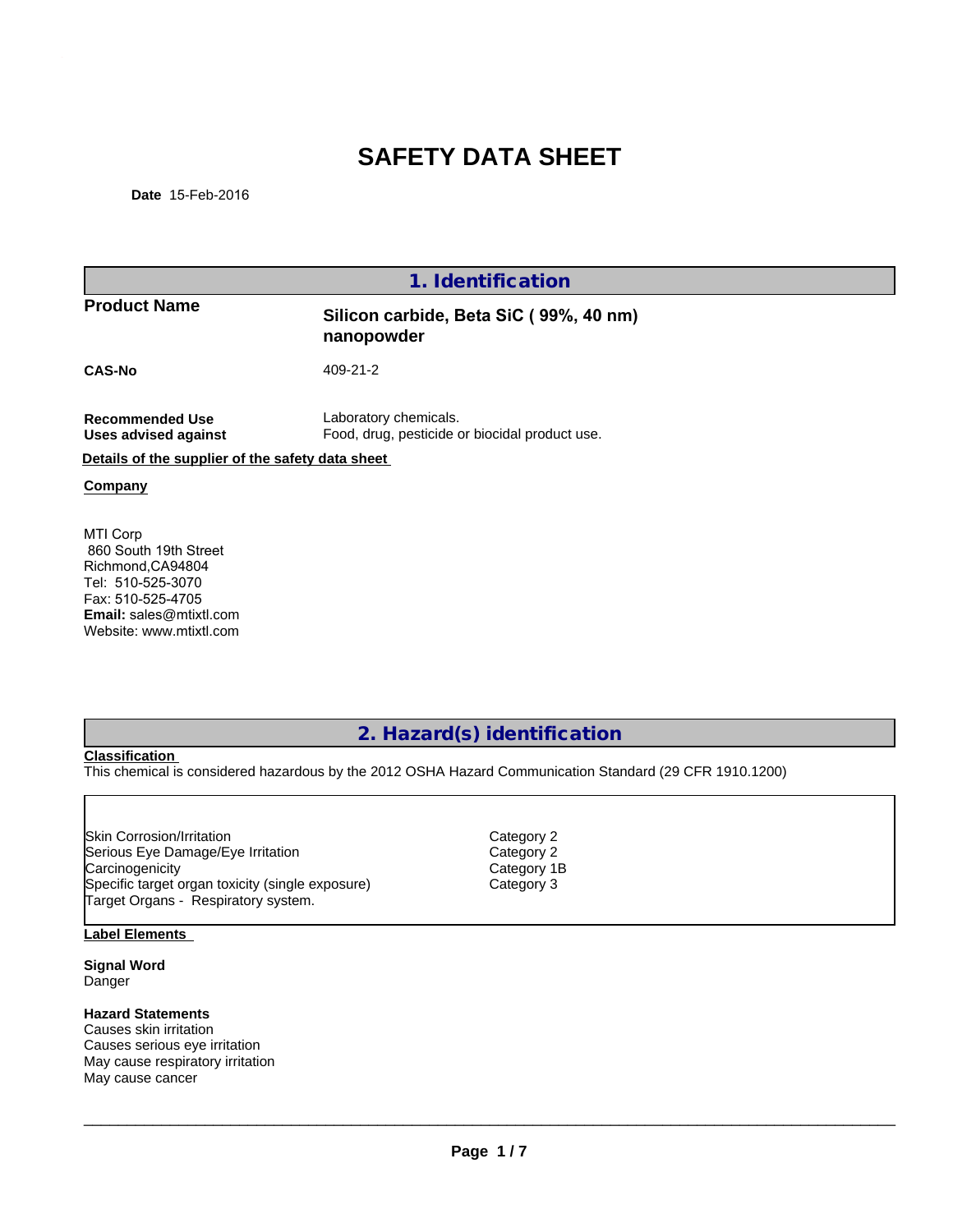# SAFETY DATA SHEET

**Date** 15-Feb-2016

## 1. Identification

**Product Name** **Silicon carbide, Beta SiC ( 99%, 40 nm) nanopowder**

**CAS-No** 409-21-2

**Recommended Use** Laboratory chemicals.
**Uses advised against** Food, drug, pesticide or biocidal product use.

**Details of the supplier of the safety data sheet**

**Company**

MTI Corp
860 South 19th Street
Richmond,CA94804
Tel: 510-525-3070
Fax: 510-525-4705
**Email:** sales@mtixtl.com
Website: www.mtixtl.com

## 2. Hazard(s) identification

**Classification**

This chemical is considered hazardous by the 2012 OSHA Hazard Communication Standard (29 CFR 1910.1200)

| | |
|---|---|
| Skin Corrosion/Irritation | Category 2 |
| Serious Eye Damage/Eye Irritation | Category 2 |
| Carcinogenicity | Category 1B |
| Specific target organ toxicity (single exposure) | Category 3 |
| Target Organs - Respiratory system. | |

**Label Elements**

**Signal Word**
Danger

**Hazard Statements**
Causes skin irritation
Causes serious eye irritation
May cause respiratory irritation
May cause cancer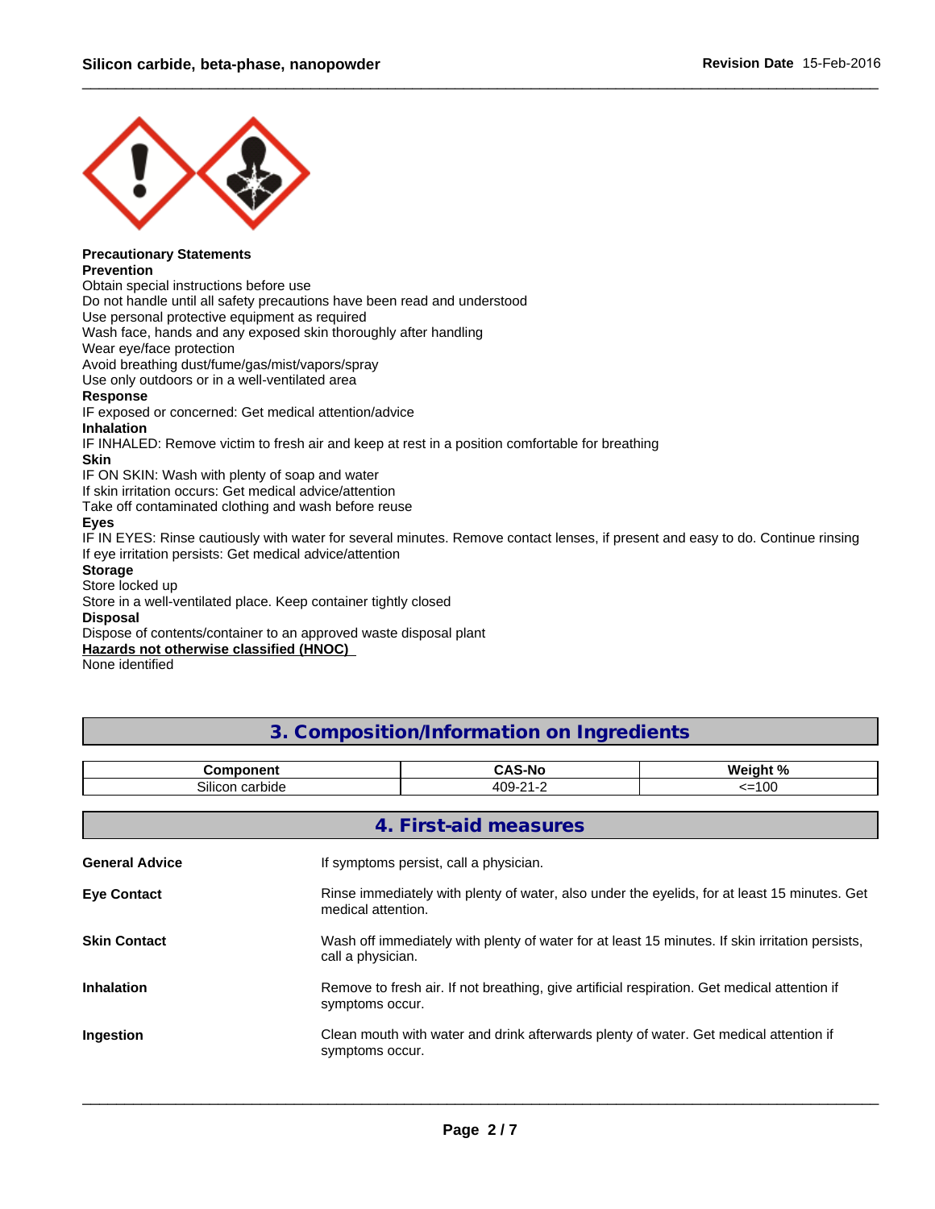**Precautionary Statements**

**Prevention**

Obtain special instructions before use
Do not handle until all safety precautions have been read and understood
Use personal protective equipment as required
Wash face, hands and any exposed skin thoroughly after handling
Wear eye/face protection
Avoid breathing dust/fume/gas/mist/vapors/spray
Use only outdoors or in a well-ventilated area

**Response**

IF exposed or concerned: Get medical attention/advice

**Inhalation**

IF INHALED: Remove victim to fresh air and keep at rest in a position comfortable for breathing

**Skin**

IF ON SKIN: Wash with plenty of soap and water
If skin irritation occurs: Get medical advice/attention
Take off contaminated clothing and wash before reuse

**Eyes**

IF IN EYES: Rinse cautiously with water for several minutes. Remove contact lenses, if present and easy to do. Continue rinsing
If eye irritation persists: Get medical advice/attention

**Storage**

Store locked up
Store in a well-ventilated place. Keep container tightly closed

**Disposal**

Dispose of contents/container to an approved waste disposal plant

**Hazards not otherwise classified (HNOC)**

None identified

## 3. Composition/Information on Ingredients

| Component | CAS-No | Weight % |
|---|---|---|
| Silicon carbide | 409-21-2 | <=100 |

## 4. First-aid measures

**General Advice** If symptoms persist, call a physician.

**Eye Contact** Rinse immediately with plenty of water, also under the eyelids, for at least 15 minutes. Get medical attention.

**Skin Contact** Wash off immediately with plenty of water for at least 15 minutes. If skin irritation persists, call a physician.

**Inhalation** Remove to fresh air. If not breathing, give artificial respiration. Get medical attention if symptoms occur.

**Ingestion** Clean mouth with water and drink afterwards plenty of water. Get medical attention if symptoms occur.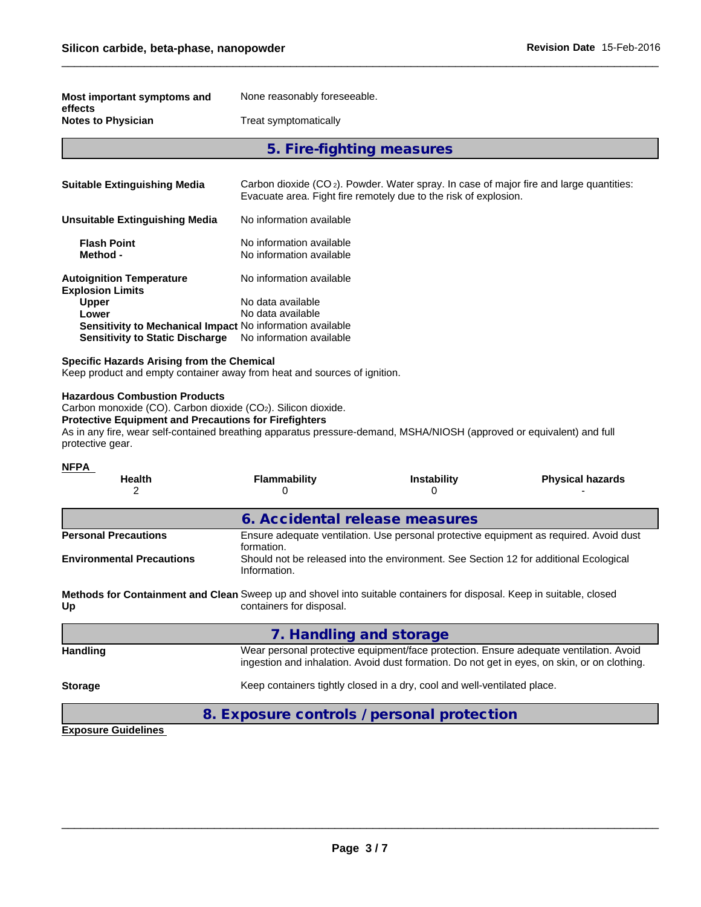**Most important symptoms and effects** None reasonably foreseeable.

**Notes to Physician** Treat symptomatically

## 5. Fire-fighting measures

**Suitable Extinguishing Media** Carbon dioxide ($CO_2$). Powder. Water spray. In case of major fire and large quantities: Evacuate area. Fight fire remotely due to the risk of explosion.

**Unsuitable Extinguishing Media** No information available

**Flash Point** No information available
**Method -** No information available

**Autoignition Temperature** No information available
**Explosion Limits**
**Upper** No data available
**Lower** No data available
**Sensitivity to Mechanical Impact** No information available
**Sensitivity to Static Discharge** No information available

**Specific Hazards Arising from the Chemical**
Keep product and empty container away from heat and sources of ignition.

**Hazardous Combustion Products**
Carbon monoxide (CO). Carbon dioxide ($CO_2$). Silicon dioxide.

**Protective Equipment and Precautions for Firefighters**
As in any fire, wear self-contained breathing apparatus pressure-demand, MSHA/NIOSH (approved or equivalent) and full protective gear.

**NFPA**

| Health | Flammability | Instability | Physical hazards |
|---|---|---|---|
| 2 | 0 | 0 | - |

## 6. Accidental release measures

**Personal Precautions** Ensure adequate ventilation. Use personal protective equipment as required. Avoid dust formation.

**Environmental Precautions** Should not be released into the environment. See Section 12 for additional Ecological Information.

**Methods for Containment and Clean Up** Sweep up and shovel into suitable containers for disposal. Keep in suitable, closed containers for disposal.

## 7. Handling and storage

**Handling** Wear personal protective equipment/face protection. Ensure adequate ventilation. Avoid ingestion and inhalation. Avoid dust formation. Do not get in eyes, on skin, or on clothing.

**Storage** Keep containers tightly closed in a dry, cool and well-ventilated place.

## 8. Exposure controls / personal protection

**Exposure Guidelines**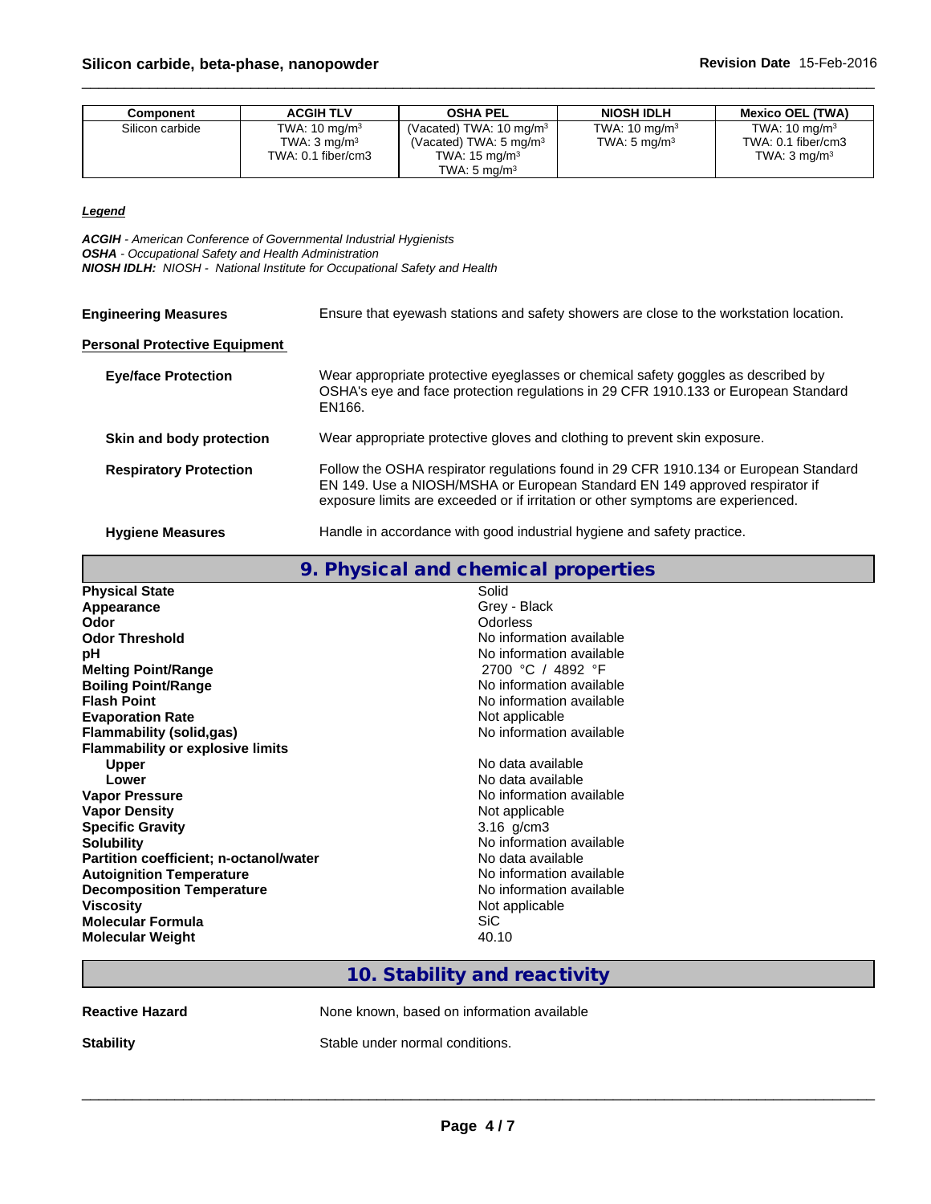| Component | ACGIH TLV | OSHA PEL | NIOSH IDLH | Mexico OEL (TWA) |
|---|---|---|---|---|
| Silicon carbide | TWA: 10 mg/m³<br>TWA: 3 mg/m³<br>TWA: 0.1 fiber/cm3 | (Vacated) TWA: 10 mg/m³<br>(Vacated) TWA: 5 mg/m³<br>TWA: 15 mg/m³<br>TWA: 5 mg/m³ | TWA: 10 mg/m³<br>TWA: 5 mg/m³ | TWA: 10 mg/m³<br>TWA: 0.1 fiber/cm3<br>TWA: 3 mg/m³ |

***Legend***

***ACGIH*** *- American Conference of Governmental Industrial Hygienists*
***OSHA*** *- Occupational Safety and Health Administration*
***NIOSH IDLH:*** *NIOSH - National Institute for Occupational Safety and Health*

**Engineering Measures** Ensure that eyewash stations and safety showers are close to the workstation location.

**Personal Protective Equipment**

**Eye/face Protection** Wear appropriate protective eyeglasses or chemical safety goggles as described by OSHA's eye and face protection regulations in 29 CFR 1910.133 or European Standard EN166.

**Skin and body protection** Wear appropriate protective gloves and clothing to prevent skin exposure.

**Respiratory Protection** Follow the OSHA respirator regulations found in 29 CFR 1910.134 or European Standard EN 149. Use a NIOSH/MSHA or European Standard EN 149 approved respirator if exposure limits are exceeded or if irritation or other symptoms are experienced.

**Hygiene Measures** Handle in accordance with good industrial hygiene and safety practice.

## 9. Physical and chemical properties

| | |
|---|---|
| **Physical State** | Solid |
| **Appearance** | Grey - Black |
| **Odor** | Odorless |
| **Odor Threshold** | No information available |
| **pH** | No information available |
| **Melting Point/Range** | 2700 °C / 4892 °F |
| **Boiling Point/Range** | No information available |
| **Flash Point** | No information available |
| **Evaporation Rate** | Not applicable |
| **Flammability (solid,gas)** | No information available |
| **Flammability or explosive limits** | |
| **Upper** | No data available |
| **Lower** | No data available |
| **Vapor Pressure** | No information available |
| **Vapor Density** | Not applicable |
| **Specific Gravity** | 3.16 g/cm3 |
| **Solubility** | No information available |
| **Partition coefficient; n-octanol/water** | No data available |
| **Autoignition Temperature** | No information available |
| **Decomposition Temperature** | No information available |
| **Viscosity** | Not applicable |
| **Molecular Formula** | SiC |
| **Molecular Weight** | 40.10 |

## 10. Stability and reactivity

**Reactive Hazard** None known, based on information available

**Stability** Stable under normal conditions.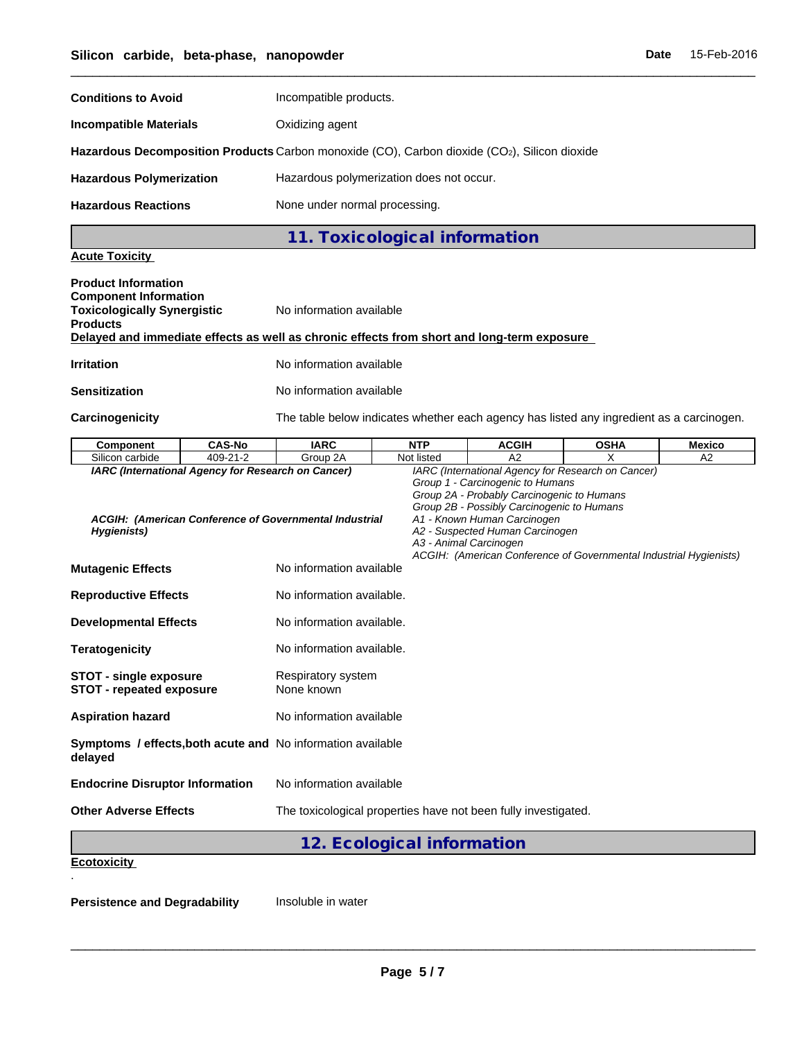**Conditions to Avoid** Incompatible products.

**Incompatible Materials** Oxidizing agent

**Hazardous Decomposition Products** Carbon monoxide (CO), Carbon dioxide ($CO_2$), Silicon dioxide

**Hazardous Polymerization** Hazardous polymerization does not occur.

**Hazardous Reactions** None under normal processing.

## 11. Toxicological information

**Acute Toxicity**

**Product Information**
**Component Information**
**Toxicologically Synergistic Products** No information available

**Delayed and immediate effects as well as chronic effects from short and long-term exposure**

**Irritation** No information available

**Sensitization** No information available

**Carcinogenicity** The table below indicates whether each agency has listed any ingredient as a carcinogen.

| Component | CAS-No | IARC | NTP | ACGIH | OSHA | Mexico |
|---|---|---|---|---|---|---|
| Silicon carbide | 409-21-2 | Group 2A | Not listed | A2 | X | A2 |

*IARC (International Agency for Research on Cancer)*

*IARC (International Agency for Research on Cancer)*
*Group 1 - Carcinogenic to Humans*
*Group 2A - Probably Carcinogenic to Humans*
*Group 2B - Possibly Carcinogenic to Humans*

*ACGIH: (American Conference of Governmental Industrial Hygienists)*

*A1 - Known Human Carcinogen*
*A2 - Suspected Human Carcinogen*
*A3 - Animal Carcinogen*
*ACGIH: (American Conference of Governmental Industrial Hygienists)*

**Mutagenic Effects** No information available

**Reproductive Effects** No information available.

**Developmental Effects** No information available.

**Teratogenicity** No information available.

**STOT - single exposure** Respiratory system
**STOT - repeated exposure** None known

**Aspiration hazard** No information available

**Symptoms / effects,both acute and delayed** No information available

**Endocrine Disruptor Information** No information available

**Other Adverse Effects** The toxicological properties have not been fully investigated.

## 12. Ecological information

**Ecotoxicity**

.

**Persistence and Degradability** Insoluble in water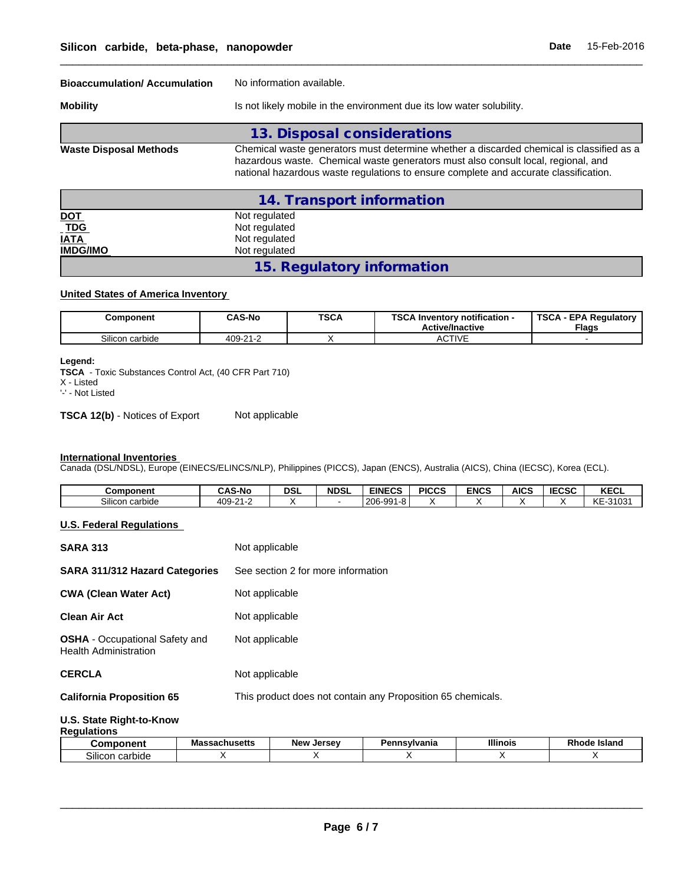**Bioaccumulation/ Accumulation** No information available.

**Mobility** Is not likely mobile in the environment due its low water solubility.

## 13. Disposal considerations

**Waste Disposal Methods** Chemical waste generators must determine whether a discarded chemical is classified as a hazardous waste. Chemical waste generators must also consult local, regional, and national hazardous waste regulations to ensure complete and accurate classification.

## 14. Transport information

| | |
|---|---|
| **DOT** | Not regulated |
| **TDG** | Not regulated |
| **IATA** | Not regulated |
| **IMDG/IMO** | Not regulated |

## 15. Regulatory information

**United States of America Inventory**

| Component | CAS-No | TSCA | TSCA Inventory notification - Active/Inactive | TSCA - EPA Regulatory Flags |
|---|---|---|---|---|
| Silicon carbide | 409-21-2 | X | ACTIVE | - |

**Legend:**
**TSCA** - Toxic Substances Control Act, (40 CFR Part 710)
X - Listed
'-' - Not Listed

**TSCA 12(b)** - Notices of Export Not applicable

**International Inventories**
Canada (DSL/NDSL), Europe (EINECS/ELINCS/NLP), Philippines (PICCS), Japan (ENCS), Australia (AICS), China (IECSC), Korea (ECL).

| Component | CAS-No | DSL | NDSL | EINECS | PICCS | ENCS | AICS | IECSC | KECL |
|---|---|---|---|---|---|---|---|---|---|
| Silicon carbide | 409-21-2 | X | - | 206-991-8 | X | X | X | X | KE-31031 |

**U.S. Federal Regulations**

**SARA 313** Not applicable

**SARA 311/312 Hazard Categories** See section 2 for more information

**CWA (Clean Water Act)** Not applicable

**Clean Air Act** Not applicable

**OSHA** - Occupational Safety and Health Administration Not applicable

**CERCLA** Not applicable

**California Proposition 65** This product does not contain any Proposition 65 chemicals.

**U.S. State Right-to-Know Regulations**

| Component | Massachusetts | New Jersey | Pennsylvania | Illinois | Rhode Island |
|---|---|---|---|---|---|
| Silicon carbide | X | X | X | X | X |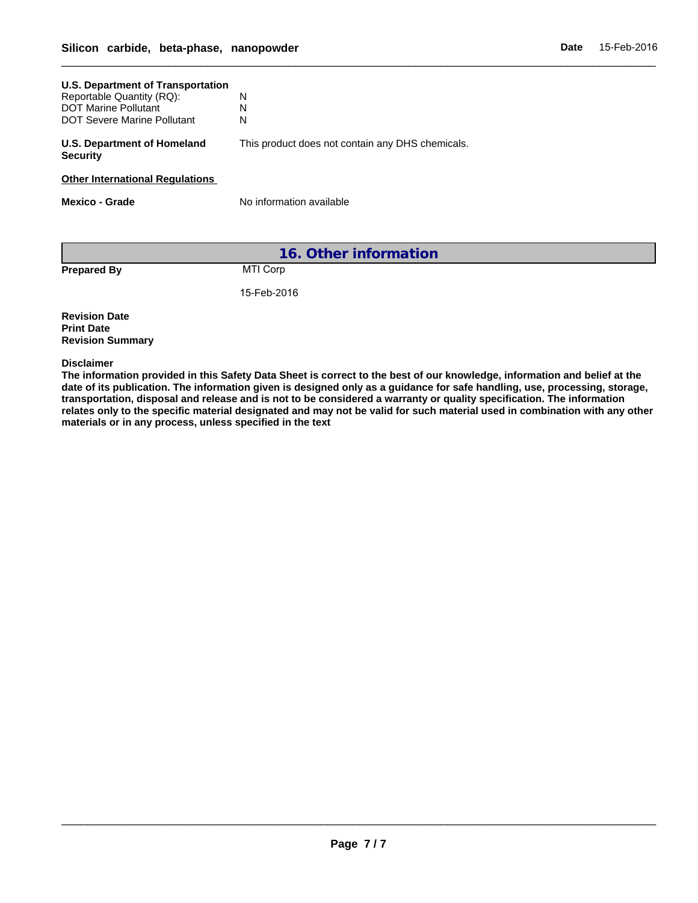**U.S. Department of Transportation**

| | |
|---|---|
| Reportable Quantity (RQ): | N |
| DOT Marine Pollutant | N |
| DOT Severe Marine Pollutant | N |

**U.S. Department of Homeland Security** This product does not contain any DHS chemicals.

**Other International Regulations**

**Mexico - Grade** No information available

## 16. Other information

**Prepared By** MTI Corp

15-Feb-2016

**Revision Date**
**Print Date**
**Revision Summary**

**Disclaimer**
**The information provided in this Safety Data Sheet is correct to the best of our knowledge, information and belief at the date of its publication. The information given is designed only as a guidance for safe handling, use, processing, storage, transportation, disposal and release and is not to be considered a warranty or quality specification. The information relates only to the specific material designated and may not be valid for such material used in combination with any other materials or in any process, unless specified in the text**